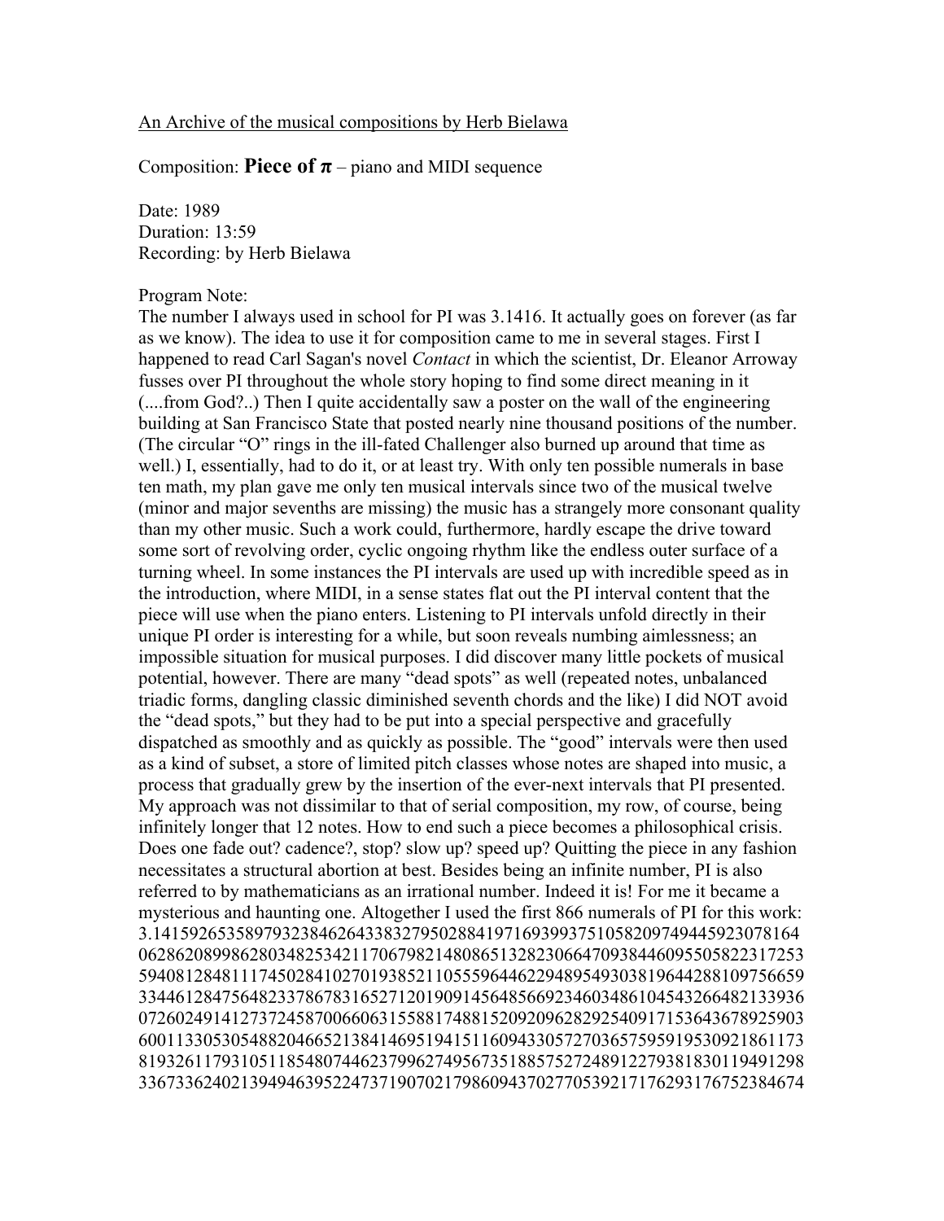An Archive of the musical compositions by Herb Bielawa

Composition: **Piece of π** – piano and MIDI sequence

Date: 1989
Duration: 13:59
Recording: by Herb Bielawa

Program Note:
The number I always used in school for PI was 3.1416. It actually goes on forever (as far as we know). The idea to use it for composition came to me in several stages. First I happened to read Carl Sagan's novel *Contact* in which the scientist, Dr. Eleanor Arroway fusses over PI throughout the whole story hoping to find some direct meaning in it (....from God?..) Then I quite accidentally saw a poster on the wall of the engineering building at San Francisco State that posted nearly nine thousand positions of the number. (The circular "O" rings in the ill-fated Challenger also burned up around that time as well.) I, essentially, had to do it, or at least try. With only ten possible numerals in base ten math, my plan gave me only ten musical intervals since two of the musical twelve (minor and major sevenths are missing) the music has a strangely more consonant quality than my other music. Such a work could, furthermore, hardly escape the drive toward some sort of revolving order, cyclic ongoing rhythm like the endless outer surface of a turning wheel. In some instances the PI intervals are used up with incredible speed as in the introduction, where MIDI, in a sense states flat out the PI interval content that the piece will use when the piano enters. Listening to PI intervals unfold directly in their unique PI order is interesting for a while, but soon reveals numbing aimlessness; an impossible situation for musical purposes. I did discover many little pockets of musical potential, however. There are many "dead spots" as well (repeated notes, unbalanced triadic forms, dangling classic diminished seventh chords and the like) I did NOT avoid the "dead spots," but they had to be put into a special perspective and gracefully dispatched as smoothly and as quickly as possible. The "good" intervals were then used as a kind of subset, a store of limited pitch classes whose notes are shaped into music, a process that gradually grew by the insertion of the ever-next intervals that PI presented. My approach was not dissimilar to that of serial composition, my row, of course, being infinitely longer that 12 notes. How to end such a piece becomes a philosophical crisis. Does one fade out? cadence?, stop? slow up? speed up? Quitting the piece in any fashion necessitates a structural abortion at best. Besides being an infinite number, PI is also referred to by mathematicians as an irrational number. Indeed it is! For me it became a mysterious and haunting one. Altogether I used the first 866 numerals of PI for this work:
3.14159265358979323846264338327950288419716939937510582097494459230781640628620899862803482534211706798214808651328230664709384460955058223172535940812848111745028410270193852110555964462294895493038196442881097566593344612847564823378678316527120190914564856692346034861045432664821339360726024914127372458700660631558817488152092096282925409171536436789259036001133053054882046652138414695194151160943305727036575959195309218611738193261179310511854807446237996274956735188575272489122793818301194912983367336244065664308602139494639522473719070217986094370277053921717629317675238467481846766940513200056812714526356082778577134275778960917363717872146844090122495343014654958537105079227968925892354201995611212902196086403441815981362977477130996051870721134999999837297804995105973173281609631859502445945534690830264252230825334468503526193118817101000313783875288658753320838142061717766914730359825349042875546873115956286388235378759375195778185778053217122680661300192787661119590921642019893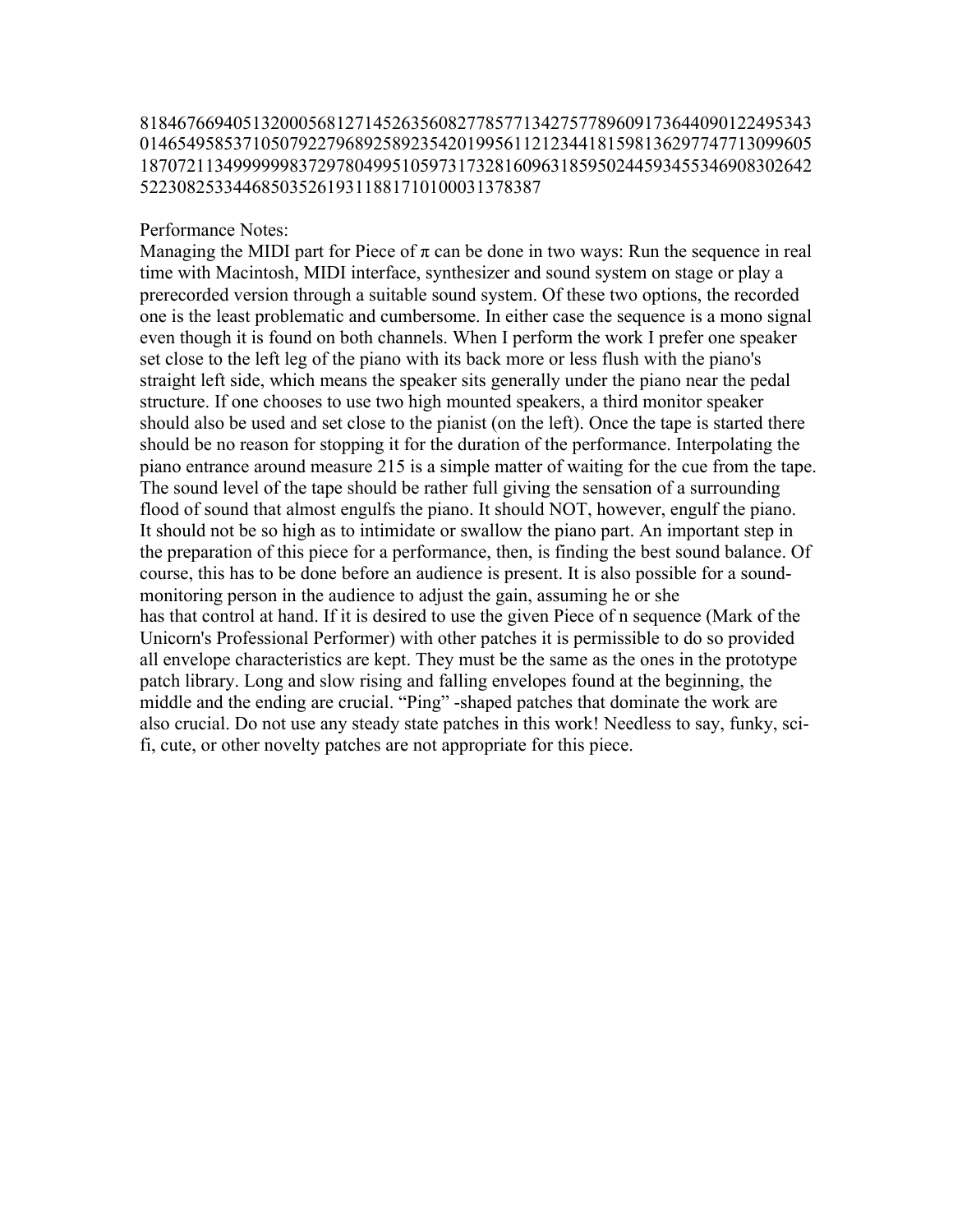8184676694051320005681271452635608277857713427577896091736440901224953430146549585371050792279689258923542019956112123441815981362977477130996051870721134999999837297804995105973173281609631859502445934553469083026425223082533446850352619311881710100031378387

Performance Notes:
Managing the MIDI part for Piece of π can be done in two ways: Run the sequence in real time with Macintosh, MIDI interface, synthesizer and sound system on stage or play a prerecorded version through a suitable sound system. Of these two options, the recorded one is the least problematic and cumbersome. In either case the sequence is a mono signal even though it is found on both channels. When I perform the work I prefer one speaker set close to the left leg of the piano with its back more or less flush with the piano's straight left side, which means the speaker sits generally under the piano near the pedal structure. If one chooses to use two high mounted speakers, a third monitor speaker should also be used and set close to the pianist (on the left). Once the tape is started there should be no reason for stopping it for the duration of the performance. Interpolating the piano entrance around measure 215 is a simple matter of waiting for the cue from the tape. The sound level of the tape should be rather full giving the sensation of a surrounding flood of sound that almost engulfs the piano. It should NOT, however, engulf the piano. It should not be so high as to intimidate or swallow the piano part. An important step in the preparation of this piece for a performance, then, is finding the best sound balance. Of course, this has to be done before an audience is present. It is also possible for a sound-monitoring person in the audience to adjust the gain, assuming he or she has that control at hand. If it is desired to use the given Piece of n sequence (Mark of the Unicorn's Professional Performer) with other patches it is permissible to do so provided all envelope characteristics are kept. They must be the same as the ones in the prototype patch library. Long and slow rising and falling envelopes found at the beginning, the middle and the ending are crucial. "Ping" -shaped patches that dominate the work are also crucial. Do not use any steady state patches in this work! Needless to say, funky, sci-fi, cute, or other novelty patches are not appropriate for this piece.